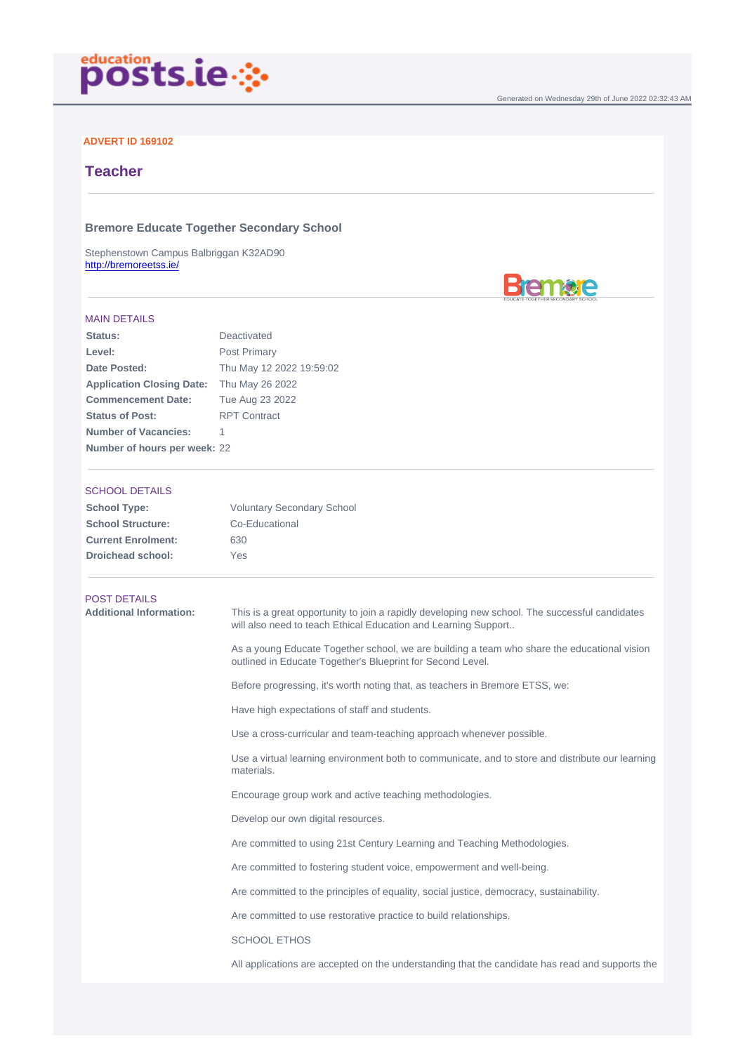ADVERT ID 169102

# Teacher

## Bremore Educate Together Secondary School

Stephenstown Campus Balbriggan K32AD90
http://bremoreetss.ie/

### MAIN DETAILS

| | |
|---|---|
| **Status:** | Deactivated |
| **Level:** | Post Primary |
| **Date Posted:** | Thu May 12 2022 19:59:02 |
| **Application Closing Date:** | Thu May 26 2022 |
| **Commencement Date:** | Tue Aug 23 2022 |
| **Status of Post:** | RPT Contract |
| **Number of Vacancies:** | 1 |
| **Number of hours per week:** | 22 |

### SCHOOL DETAILS

| | |
|---|---|
| **School Type:** | Voluntary Secondary School |
| **School Structure:** | Co-Educational |
| **Current Enrolment:** | 630 |
| **Droichead school:** | Yes |

### POST DETAILS

**Additional Information:**

This is a great opportunity to join a rapidly developing new school. The successful candidates will also need to teach Ethical Education and Learning Support..

As a young Educate Together school, we are building a team who share the educational vision outlined in Educate Together's Blueprint for Second Level.

Before progressing, it's worth noting that, as teachers in Bremore ETSS, we:

Have high expectations of staff and students.

Use a cross-curricular and team-teaching approach whenever possible.

Use a virtual learning environment both to communicate, and to store and distribute our learning materials.

Encourage group work and active teaching methodologies.

Develop our own digital resources.

Are committed to using 21st Century Learning and Teaching Methodologies.

Are committed to fostering student voice, empowerment and well-being.

Are committed to the principles of equality, social justice, democracy, sustainability.

Are committed to use restorative practice to build relationships.

SCHOOL ETHOS

All applications are accepted on the understanding that the candidate has read and supports the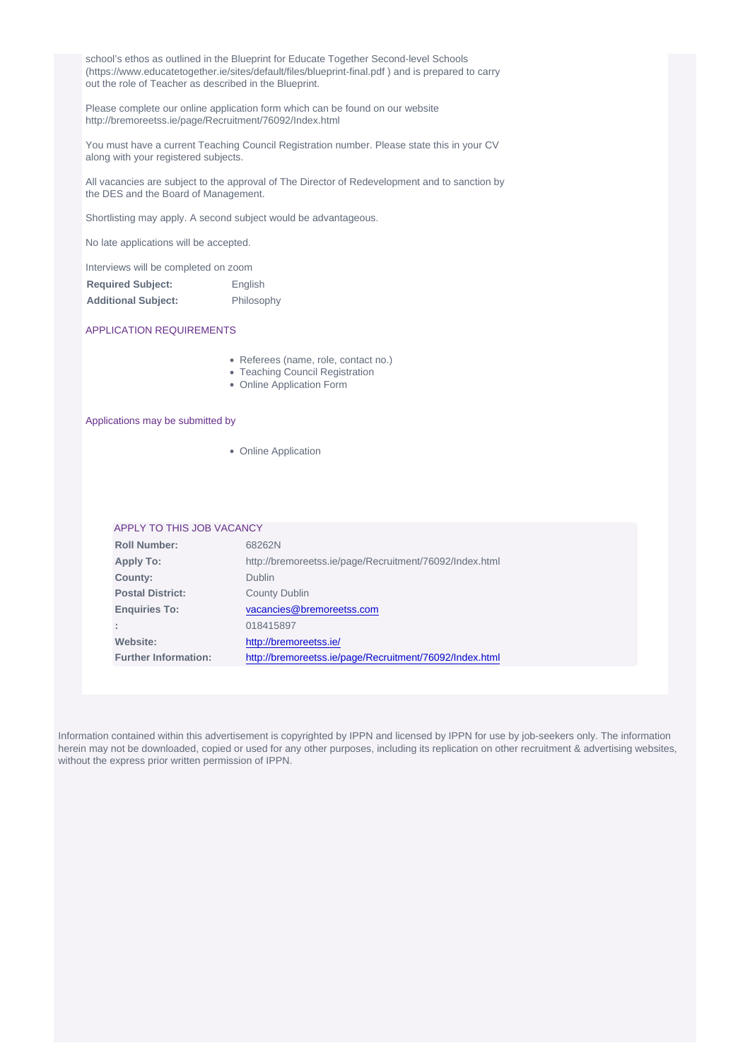school's ethos as outlined in the Blueprint for Educate Together Second-level Schools (https://www.educatetogether.ie/sites/default/files/blueprint-final.pdf ) and is prepared to carry out the role of Teacher as described in the Blueprint.

Please complete our online application form which can be found on our website http://bremoreetss.ie/page/Recruitment/76092/Index.html

You must have a current Teaching Council Registration number. Please state this in your CV along with your registered subjects.

All vacancies are subject to the approval of The Director of Redevelopment and to sanction by the DES and the Board of Management.

Shortlisting may apply. A second subject would be advantageous.

No late applications will be accepted.

Interviews will be completed on zoom

| | |
|---|---|
| **Required Subject:** | English |
| **Additional Subject:** | Philosophy |

## APPLICATION REQUIREMENTS

- Referees (name, role, contact no.)
- Teaching Council Registration
- Online Application Form

## Applications may be submitted by

- Online Application

## APPLY TO THIS JOB VACANCY

| | |
|---|---|
| **Roll Number:** | 68262N |
| **Apply To:** | http://bremoreetss.ie/page/Recruitment/76092/Index.html |
| **County:** | Dublin |
| **Postal District:** | County Dublin |
| **Enquiries To:** | vacancies@bremoreetss.com |
| **:** | 018415897 |
| **Website:** | http://bremoreetss.ie/ |
| **Further Information:** | http://bremoreetss.ie/page/Recruitment/76092/Index.html |

Information contained within this advertisement is copyrighted by IPPN and licensed by IPPN for use by job-seekers only. The information herein may not be downloaded, copied or used for any other purposes, including its replication on other recruitment & advertising websites, without the express prior written permission of IPPN.